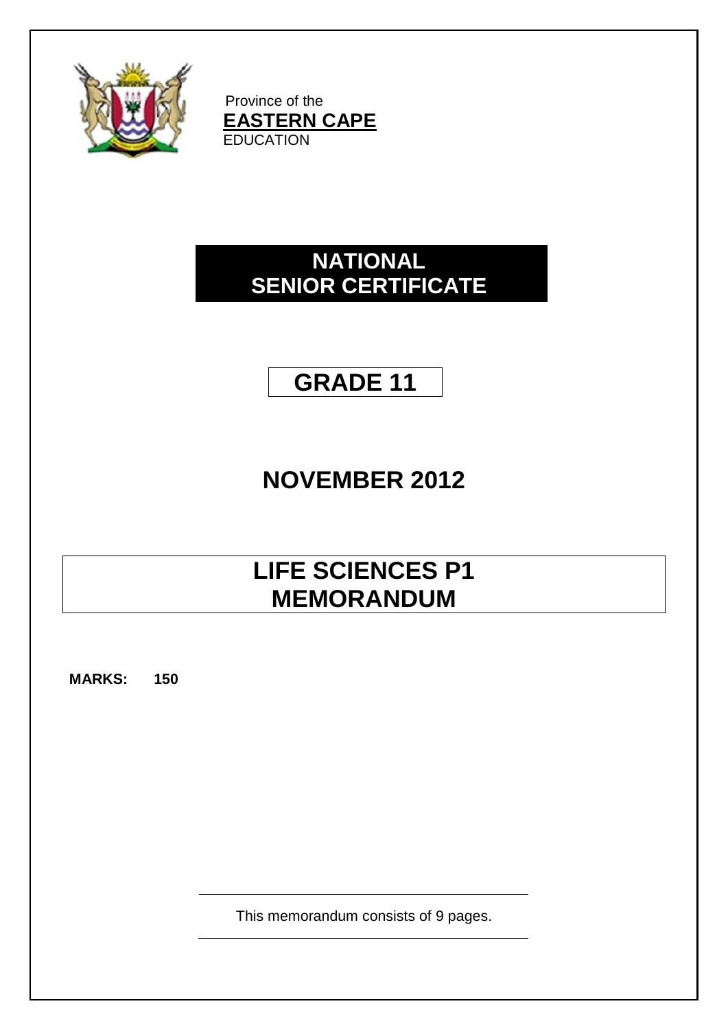Province of the

**EASTERN CAPE**

EDUCATION

# NATIONAL SENIOR CERTIFICATE

# GRADE 11

## NOVEMBER 2012

# LIFE SCIENCES P1 MEMORANDUM

**MARKS: 150**

This memorandum consists of 9 pages.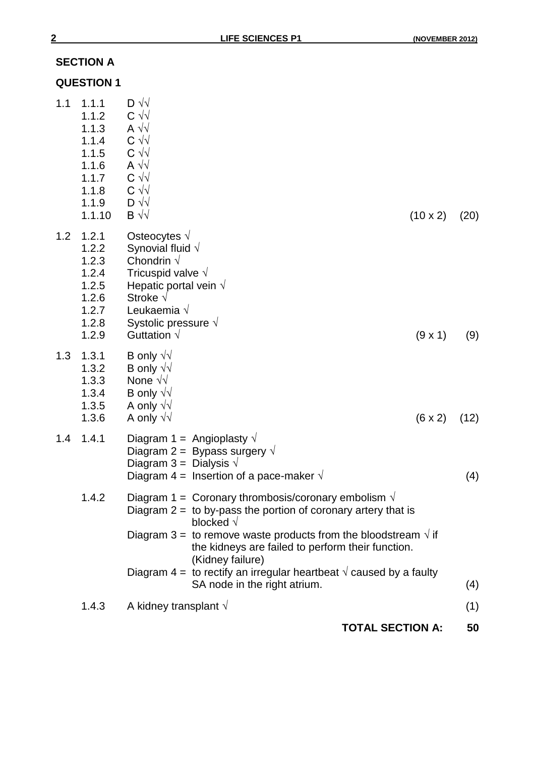## SECTION A

## QUESTION 1

1.1
- 1.1.1 D √√
- 1.1.2 C √√
- 1.1.3 A √√
- 1.1.4 C √√
- 1.1.5 C √√
- 1.1.6 A √√
- 1.1.7 C √√
- 1.1.8 C √√
- 1.1.9 D √√
- 1.1.10 B √√ (10 x 2) (20)

1.2
- 1.2.1 Osteocytes √
- 1.2.2 Synovial fluid √
- 1.2.3 Chondrin √
- 1.2.4 Tricuspid valve √
- 1.2.5 Hepatic portal vein √
- 1.2.6 Stroke √
- 1.2.7 Leukaemia √
- 1.2.8 Systolic pressure √
- 1.2.9 Guttation √ (9 x 1) (9)

1.3
- 1.3.1 B only √√
- 1.3.2 B only √√
- 1.3.3 None √√
- 1.3.4 B only √√
- 1.3.5 A only √√
- 1.3.6 A only √√ (6 x 2) (12)

1.4

1.4.1
- Diagram 1 = Angioplasty √
- Diagram 2 = Bypass surgery √
- Diagram 3 = Dialysis √
- Diagram 4 = Insertion of a pace-maker √ (4)

1.4.2
- Diagram 1 = Coronary thrombosis/coronary embolism √
- Diagram 2 = to by-pass the portion of coronary artery that is blocked √
- Diagram 3 = to remove waste products from the bloodstream √ if the kidneys are failed to perform their function. (Kidney failure)
- Diagram 4 = to rectify an irregular heartbeat √ caused by a faulty SA node in the right atrium. (4)

1.4.3 A kidney transplant √ (1)

**TOTAL SECTION A: 50**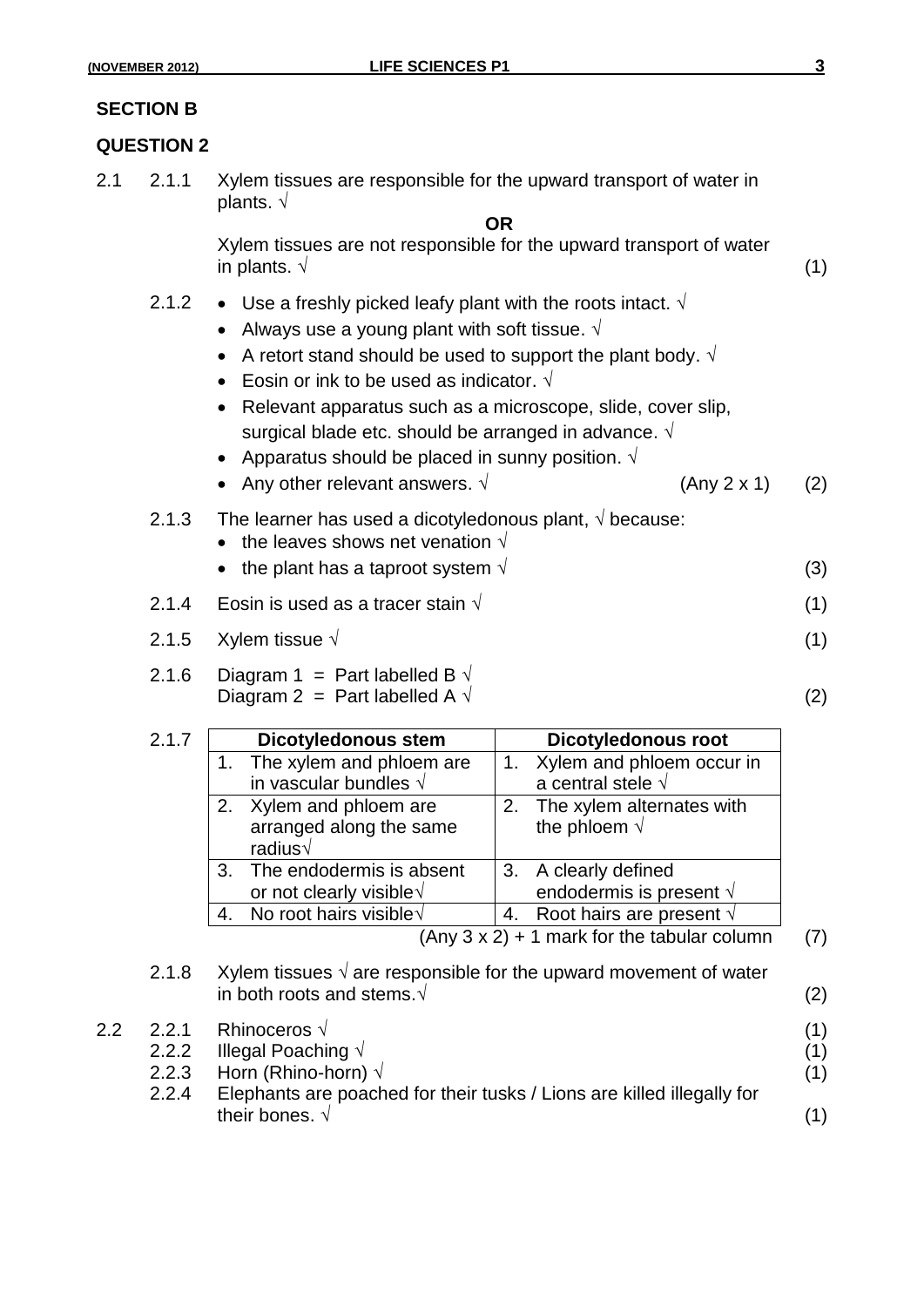## SECTION B

## QUESTION 2

2.1

2.1.1 Xylem tissues are responsible for the upward transport of water in plants. √

**OR**

Xylem tissues are not responsible for the upward transport of water in plants. √ (1)

2.1.2
- Use a freshly picked leafy plant with the roots intact. √
- Always use a young plant with soft tissue. √
- A retort stand should be used to support the plant body. √
- Eosin or ink to be used as indicator. √
- Relevant apparatus such as a microscope, slide, cover slip, surgical blade etc. should be arranged in advance. √
- Apparatus should be placed in sunny position. √
- Any other relevant answers. √ (Any 2 x 1) (2)

2.1.3 The learner has used a dicotyledonous plant, √ because:
- the leaves shows net venation √
- the plant has a taproot system √ (3)

2.1.4 Eosin is used as a tracer stain √ (1)

2.1.5 Xylem tissue √ (1)

2.1.6 Diagram 1 = Part labelled B √
Diagram 2 = Part labelled A √ (2)

2.1.7

| Dicotyledonous stem | Dicotyledonous root |
|---|---|
| 1. The xylem and phloem are in vascular bundles √ | 1. Xylem and phloem occur in a central stele √ |
| 2. Xylem and phloem are arranged along the same radius√ | 2. The xylem alternates with the phloem √ |
| 3. The endodermis is absent or not clearly visible√ | 3. A clearly defined endodermis is present √ |
| 4. No root hairs visible√ | 4. Root hairs are present √ |

(Any 3 x 2) + 1 mark for the tabular column (7)

2.1.8 Xylem tissues √ are responsible for the upward movement of water in both roots and stems.√ (2)

2.2

2.2.1 Rhinoceros √ (1)

2.2.2 Illegal Poaching √ (1)

2.2.3 Horn (Rhino-horn) √ (1)

2.2.4 Elephants are poached for their tusks / Lions are killed illegally for their bones. √ (1)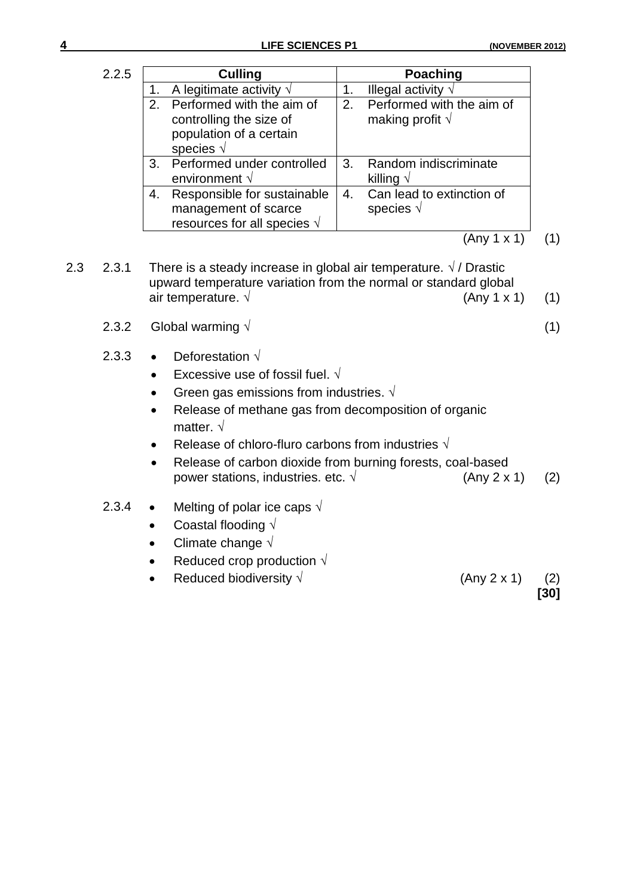2.2.5

| Culling | Poaching |
|---|---|
| 1. A legitimate activity √ | 1. Illegal activity √ |
| 2. Performed with the aim of controlling the size of population of a certain species √ | 2. Performed with the aim of making profit √ |
| 3. Performed under controlled environment √ | 3. Random indiscriminate killing √ |
| 4. Responsible for sustainable management of scarce resources for all species √ | 4. Can lead to extinction of species √ |

(Any 1 x 1) (1)

2.3 2.3.1 There is a steady increase in global air temperature. √ / Drastic upward temperature variation from the normal or standard global air temperature. √ (Any 1 x 1) (1)

2.3.2 Global warming √ (1)

2.3.3
- Deforestation √
- Excessive use of fossil fuel. √
- Green gas emissions from industries. √
- Release of methane gas from decomposition of organic matter. √
- Release of chloro-fluro carbons from industries √
- Release of carbon dioxide from burning forests, coal-based power stations, industries. etc. √ (Any 2 x 1) (2)

2.3.4
- Melting of polar ice caps √
- Coastal flooding √
- Climate change √
- Reduced crop production √
- Reduced biodiversity √ (Any 2 x 1) (2)

**[30]**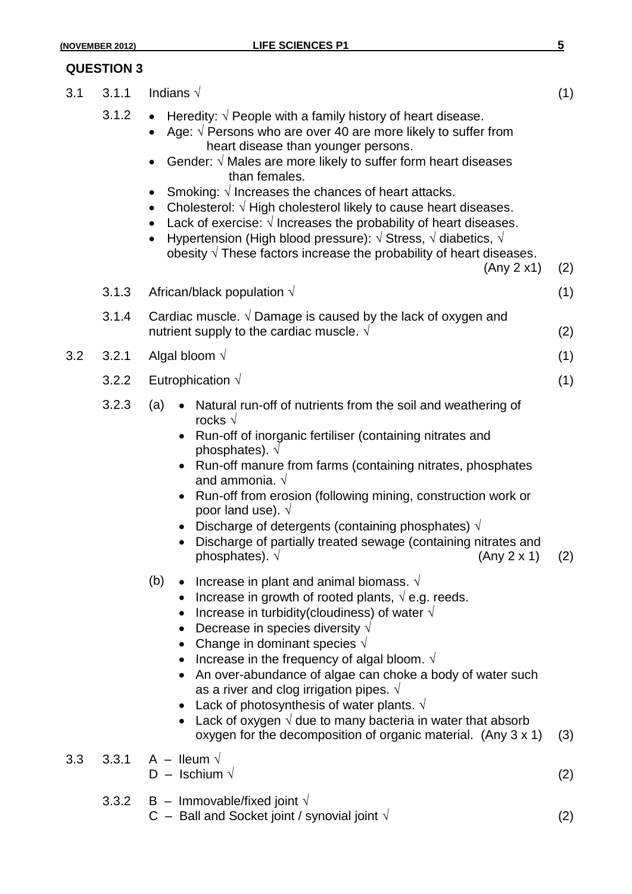## QUESTION 3

3.1

3.1.1 Indians √ (1)

3.1.2
- Heredity: √ People with a family history of heart disease.
- Age: √ Persons who are over 40 are more likely to suffer from heart disease than younger persons.
- Gender: √ Males are more likely to suffer form heart diseases than females.
- Smoking: √ Increases the chances of heart attacks.
- Cholesterol: √ High cholesterol likely to cause heart diseases.
- Lack of exercise: √ Increases the probability of heart diseases.
- Hypertension (High blood pressure): √ Stress, √ diabetics, √ obesity √ These factors increase the probability of heart diseases.

(Any 2 x1) (2)

3.1.3 African/black population √ (1)

3.1.4 Cardiac muscle. √ Damage is caused by the lack of oxygen and nutrient supply to the cardiac muscle. √ (2)

3.2

3.2.1 Algal bloom √ (1)

3.2.2 Eutrophication √ (1)

3.2.3 (a)
- Natural run-off of nutrients from the soil and weathering of rocks √
- Run-off of inorganic fertiliser (containing nitrates and phosphates). √
- Run-off manure from farms (containing nitrates, phosphates and ammonia. √
- Run-off from erosion (following mining, construction work or poor land use). √
- Discharge of detergents (containing phosphates) √
- Discharge of partially treated sewage (containing nitrates and phosphates). √

(Any 2 x 1) (2)

(b)
- Increase in plant and animal biomass. √
- Increase in growth of rooted plants, √ e.g. reeds.
- Increase in turbidity(cloudiness) of water √
- Decrease in species diversity √
- Change in dominant species √
- Increase in the frequency of algal bloom. √
- An over-abundance of algae can choke a body of water such as a river and clog irrigation pipes. √
- Lack of photosynthesis of water plants. √
- Lack of oxygen √ due to many bacteria in water that absorb oxygen for the decomposition of organic material.

(Any 3 x 1) (3)

3.3

3.3.1 A – Ileum √
D – Ischium √ (2)

3.3.2 B – Immovable/fixed joint √
C – Ball and Socket joint / synovial joint √ (2)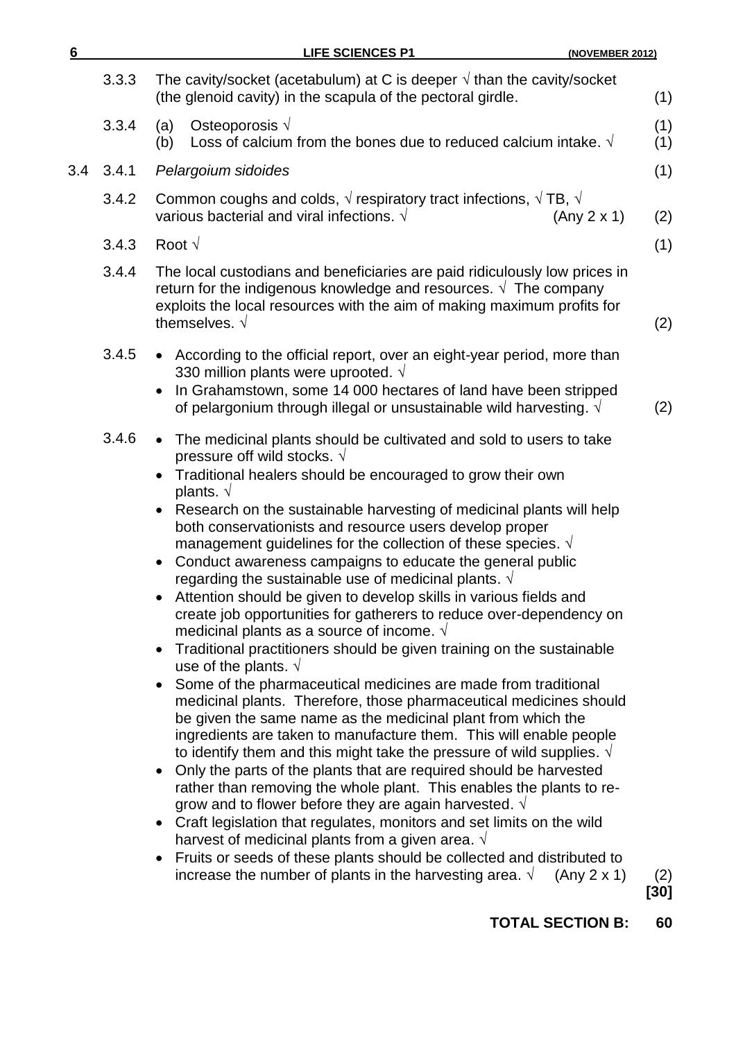3.3.3 The cavity/socket (acetabulum) at C is deeper √ than the cavity/socket (the glenoid cavity) in the scapula of the pectoral girdle. (1)

3.3.4 (a) Osteoporosis √ (1)
(b) Loss of calcium from the bones due to reduced calcium intake. √ (1)

3.4 3.4.1 *Pelargoium sidoides* (1)

3.4.2 Common coughs and colds, √ respiratory tract infections, √ TB, √ various bacterial and viral infections. √ (Any 2 x 1) (2)

3.4.3 Root √ (1)

3.4.4 The local custodians and beneficiaries are paid ridiculously low prices in return for the indigenous knowledge and resources. √ The company exploits the local resources with the aim of making maximum profits for themselves. √ (2)

3.4.5
- According to the official report, over an eight-year period, more than 330 million plants were uprooted. √
- In Grahamstown, some 14 000 hectares of land have been stripped of pelargonium through illegal or unsustainable wild harvesting. √ (2)

3.4.6
- The medicinal plants should be cultivated and sold to users to take pressure off wild stocks. √
- Traditional healers should be encouraged to grow their own plants. √
- Research on the sustainable harvesting of medicinal plants will help both conservationists and resource users develop proper management guidelines for the collection of these species. √
- Conduct awareness campaigns to educate the general public regarding the sustainable use of medicinal plants. √
- Attention should be given to develop skills in various fields and create job opportunities for gatherers to reduce over-dependency on medicinal plants as a source of income. √
- Traditional practitioners should be given training on the sustainable use of the plants. √
- Some of the pharmaceutical medicines are made from traditional medicinal plants. Therefore, those pharmaceutical medicines should be given the same name as the medicinal plant from which the ingredients are taken to manufacture them. This will enable people to identify them and this might take the pressure of wild supplies. √
- Only the parts of the plants that are required should be harvested rather than removing the whole plant. This enables the plants to re-grow and to flower before they are again harvested. √
- Craft legislation that regulates, monitors and set limits on the wild harvest of medicinal plants from a given area. √
- Fruits or seeds of these plants should be collected and distributed to increase the number of plants in the harvesting area. √ (Any 2 x 1) (2)

**[30]**

**TOTAL SECTION B: 60**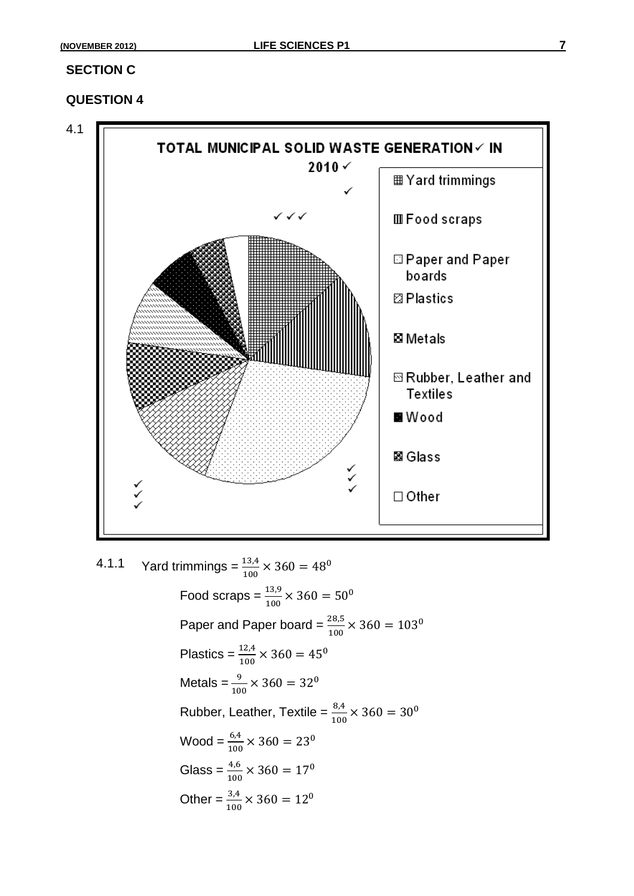## SECTION C

### QUESTION 4

4.1

TOTAL MUNICIPAL SOLID WASTE GENERATION ✓ IN 2010 ✓

✓

✓✓✓

- Yard trimmings
- Food scraps
- Paper and Paper boards
- Plastics
- Metals
- Rubber, Leather and Textiles
- Wood
- Glass
- Other

✓✓✓

✓✓✓

4.1.1 Yard trimmings = $\frac{13,4}{100} \times 360 = 48^0$

Food scraps = $\frac{13,9}{100} \times 360 = 50^0$

Paper and Paper board = $\frac{28,5}{100} \times 360 = 103^0$

Plastics = $\frac{12,4}{100} \times 360 = 45^0$

Metals = $\frac{9}{100} \times 360 = 32^0$

Rubber, Leather, Textile = $\frac{8,4}{100} \times 360 = 30^0$

Wood = $\frac{6,4}{100} \times 360 = 23^0$

Glass = $\frac{4,6}{100} \times 360 = 17^0$

Other = $\frac{3,4}{100} \times 360 = 12^0$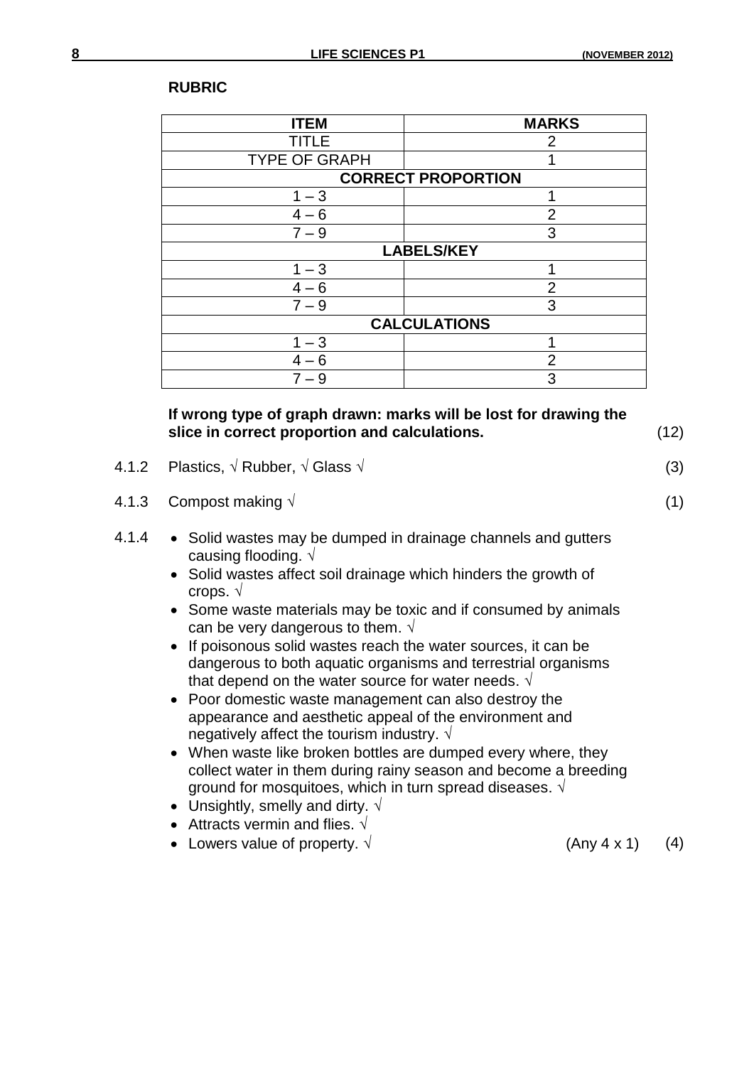**RUBRIC**

| ITEM | MARKS |
|---|---|
| TITLE | 2 |
| TYPE OF GRAPH | 1 |
| **CORRECT PROPORTION** | |
| 1 – 3 | 1 |
| 4 – 6 | 2 |
| 7 – 9 | 3 |
| **LABELS/KEY** | |
| 1 – 3 | 1 |
| 4 – 6 | 2 |
| 7 – 9 | 3 |
| **CALCULATIONS** | |
| 1 – 3 | 1 |
| 4 – 6 | 2 |
| 7 – 9 | 3 |

**If wrong type of graph drawn: marks will be lost for drawing the slice in correct proportion and calculations.** (12)

4.1.2 Plastics, √ Rubber, √ Glass √ (3)

4.1.3 Compost making √ (1)

4.1.4
- Solid wastes may be dumped in drainage channels and gutters causing flooding. √
- Solid wastes affect soil drainage which hinders the growth of crops. √
- Some waste materials may be toxic and if consumed by animals can be very dangerous to them. √
- If poisonous solid wastes reach the water sources, it can be dangerous to both aquatic organisms and terrestrial organisms that depend on the water source for water needs. √
- Poor domestic waste management can also destroy the appearance and aesthetic appeal of the environment and negatively affect the tourism industry. √
- When waste like broken bottles are dumped every where, they collect water in them during rainy season and become a breeding ground for mosquitoes, which in turn spread diseases. √
- Unsightly, smelly and dirty. √
- Attracts vermin and flies. √
- Lowers value of property. √ (Any 4 x 1) (4)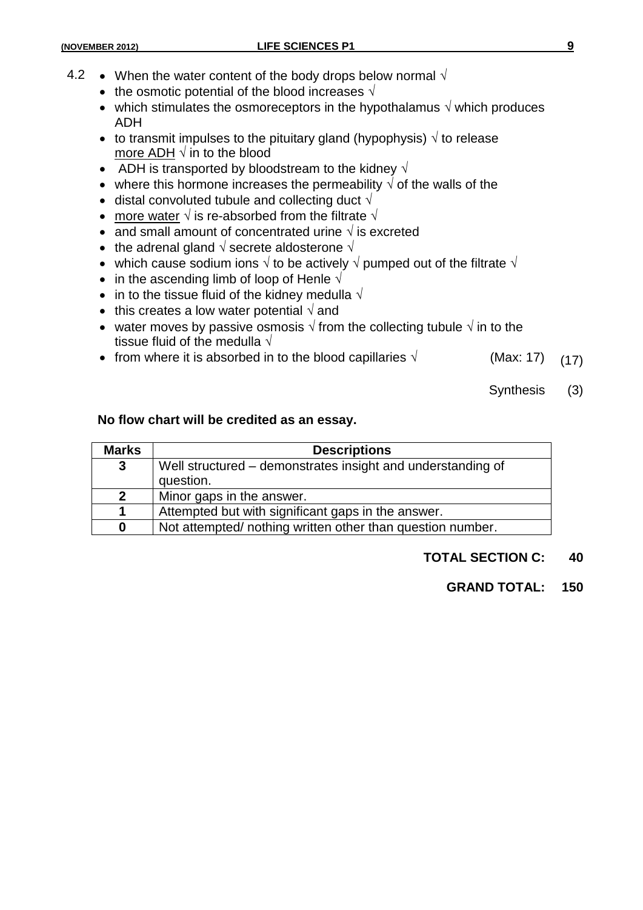4.2

- When the water content of the body drops below normal √
- the osmotic potential of the blood increases √
- which stimulates the osmoreceptors in the hypothalamus √ which produces ADH
- to transmit impulses to the pituitary gland (hypophysis) √ to release more ADH √ in to the blood
- ADH is transported by bloodstream to the kidney √
- where this hormone increases the permeability √ of the walls of the
- distal convoluted tubule and collecting duct √
- more water √ is re-absorbed from the filtrate √
- and small amount of concentrated urine √ is excreted
- the adrenal gland √ secrete aldosterone √
- which cause sodium ions √ to be actively √ pumped out of the filtrate √
- in the ascending limb of loop of Henle √
- in to the tissue fluid of the kidney medulla √
- this creates a low water potential √ and
- water moves by passive osmosis √ from the collecting tubule √ in to the tissue fluid of the medulla √
- from where it is absorbed in to the blood capillaries √ (Max: 17) (17)

Synthesis (3)

**No flow chart will be credited as an essay.**

| Marks | Descriptions |
|---|---|
| **3** | Well structured – demonstrates insight and understanding of question. |
| **2** | Minor gaps in the answer. |
| **1** | Attempted but with significant gaps in the answer. |
| **0** | Not attempted/ nothing written other than question number. |

**TOTAL SECTION C: 40**

**GRAND TOTAL: 150**